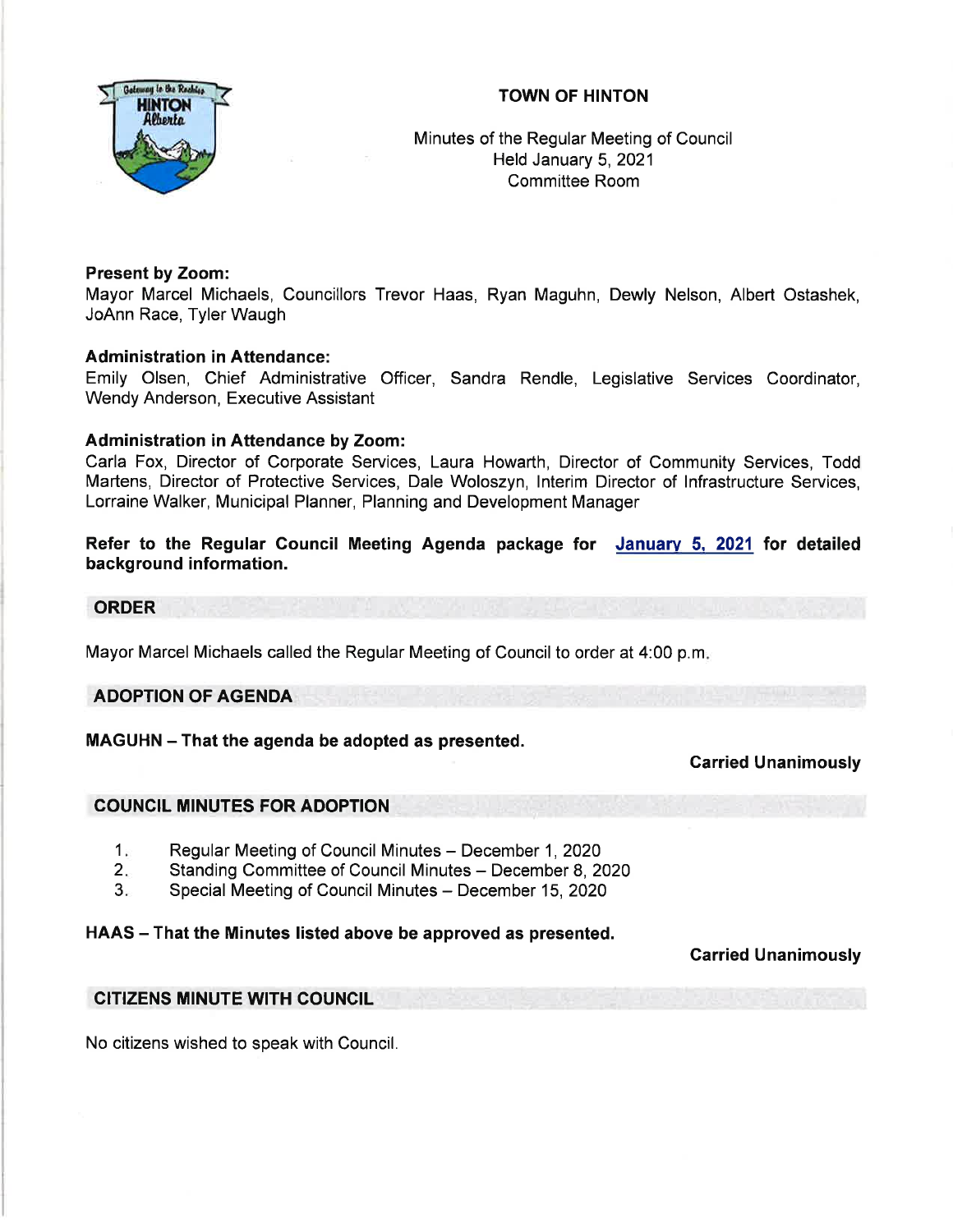# TOWN OF HINTON

Minutes of the Regular Meeting of Council
Held January 5, 2021
Committee Room

**Present by Zoom:**
Mayor Marcel Michaels, Councillors Trevor Haas, Ryan Maguhn, Dewly Nelson, Albert Ostashek, JoAnn Race, Tyler Waugh

**Administration in Attendance:**
Emily Olsen, Chief Administrative Officer, Sandra Rendle, Legislative Services Coordinator, Wendy Anderson, Executive Assistant

**Administration in Attendance by Zoom:**
Carla Fox, Director of Corporate Services, Laura Howarth, Director of Community Services, Todd Martens, Director of Protective Services, Dale Woloszyn, Interim Director of Infrastructure Services, Lorraine Walker, Municipal Planner, Planning and Development Manager

**Refer to the Regular Council Meeting Agenda package for January 5, 2021 for detailed background information.**

## ORDER

Mayor Marcel Michaels called the Regular Meeting of Council to order at 4:00 p.m.

## ADOPTION OF AGENDA

**MAGUHN – That the agenda be adopted as presented.**

**Carried Unanimously**

## COUNCIL MINUTES FOR ADOPTION

1. Regular Meeting of Council Minutes – December 1, 2020
2. Standing Committee of Council Minutes – December 8, 2020
3. Special Meeting of Council Minutes – December 15, 2020

**HAAS – That the Minutes listed above be approved as presented.**

**Carried Unanimously**

## CITIZENS MINUTE WITH COUNCIL

No citizens wished to speak with Council.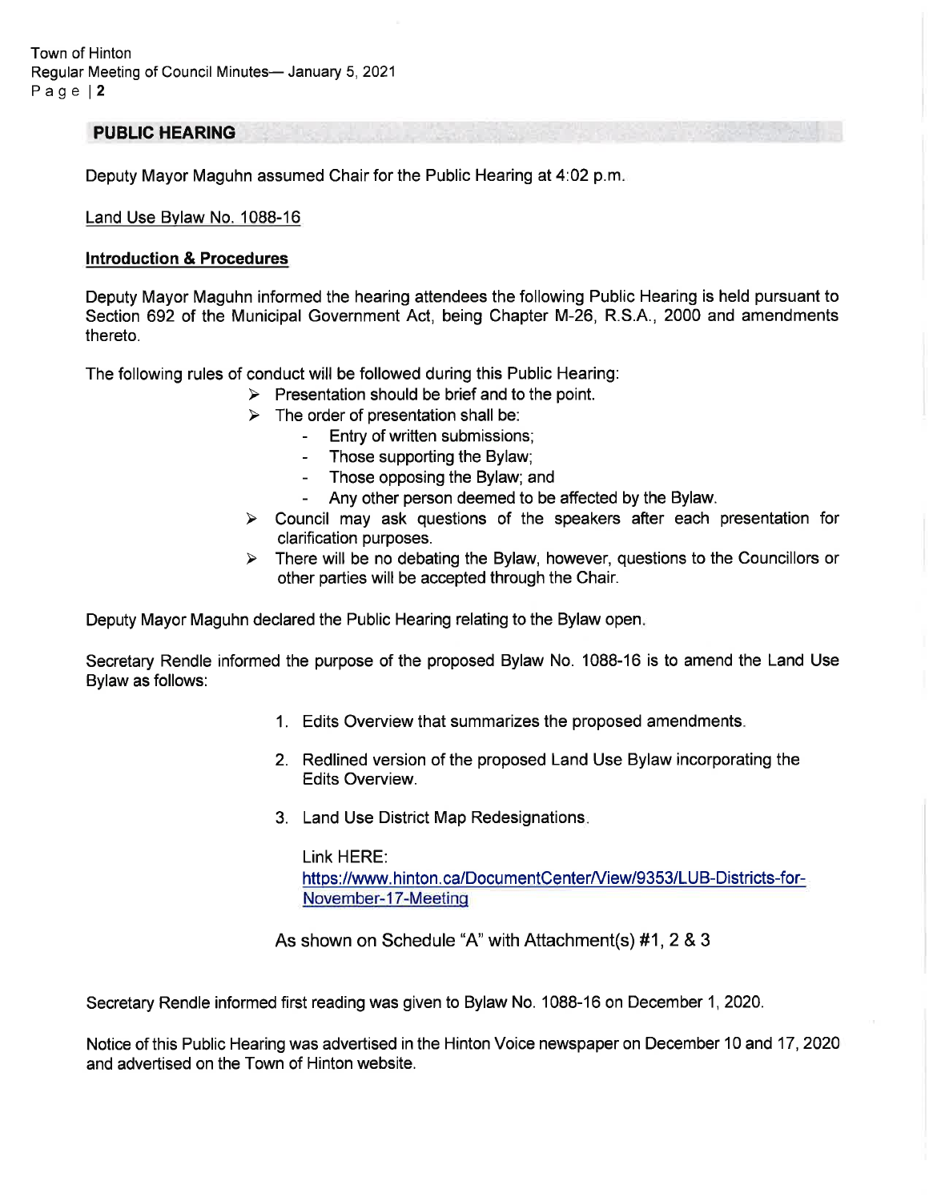## PUBLIC HEARING

Deputy Mayor Maguhn assumed Chair for the Public Hearing at 4:02 p.m.

Land Use Bylaw No. 1088-16

**Introduction & Procedures**

Deputy Mayor Maguhn informed the hearing attendees the following Public Hearing is held pursuant to Section 692 of the Municipal Government Act, being Chapter M-26, R.S.A., 2000 and amendments thereto.

The following rules of conduct will be followed during this Public Hearing:

- Presentation should be brief and to the point.
- The order of presentation shall be:
  - Entry of written submissions;
  - Those supporting the Bylaw;
  - Those opposing the Bylaw; and
  - Any other person deemed to be affected by the Bylaw.
- Council may ask questions of the speakers after each presentation for clarification purposes.
- There will be no debating the Bylaw, however, questions to the Councillors or other parties will be accepted through the Chair.

Deputy Mayor Maguhn declared the Public Hearing relating to the Bylaw open.

Secretary Rendle informed the purpose of the proposed Bylaw No. 1088-16 is to amend the Land Use Bylaw as follows:

1. Edits Overview that summarizes the proposed amendments.
2. Redlined version of the proposed Land Use Bylaw incorporating the Edits Overview.
3. Land Use District Map Redesignations.

   Link HERE:
   https://www.hinton.ca/DocumentCenter/View/9353/LUB-Districts-for-November-17-Meeting

As shown on Schedule "A" with Attachment(s) #1, 2 & 3

Secretary Rendle informed first reading was given to Bylaw No. 1088-16 on December 1, 2020.

Notice of this Public Hearing was advertised in the Hinton Voice newspaper on December 10 and 17, 2020 and advertised on the Town of Hinton website.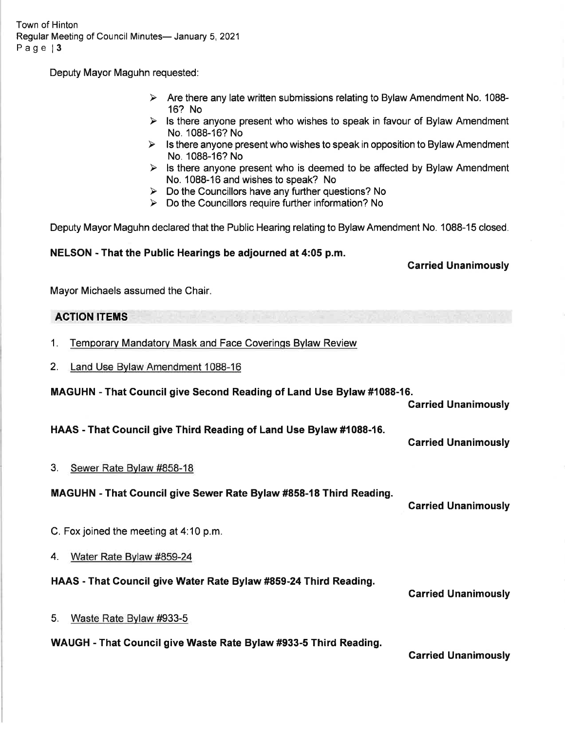Deputy Mayor Maguhn requested:

- Are there any late written submissions relating to Bylaw Amendment No. 1088-16? No
- Is there anyone present who wishes to speak in favour of Bylaw Amendment No. 1088-16? No
- Is there anyone present who wishes to speak in opposition to Bylaw Amendment No. 1088-16? No
- Is there anyone present who is deemed to be affected by Bylaw Amendment No. 1088-16 and wishes to speak? No
- Do the Councillors have any further questions? No
- Do the Councillors require further information? No

Deputy Mayor Maguhn declared that the Public Hearing relating to Bylaw Amendment No. 1088-15 closed.

**NELSON - That the Public Hearings be adjourned at 4:05 p.m.**

**Carried Unanimously**

Mayor Michaels assumed the Chair.

## ACTION ITEMS

1. Temporary Mandatory Mask and Face Coverings Bylaw Review

2. Land Use Bylaw Amendment 1088-16

**MAGUHN - That Council give Second Reading of Land Use Bylaw #1088-16.**

**Carried Unanimously**

**HAAS - That Council give Third Reading of Land Use Bylaw #1088-16.**

**Carried Unanimously**

3. Sewer Rate Bylaw #858-18

**MAGUHN - That Council give Sewer Rate Bylaw #858-18 Third Reading.**

**Carried Unanimously**

C. Fox joined the meeting at 4:10 p.m.

4. Water Rate Bylaw #859-24

**HAAS - That Council give Water Rate Bylaw #859-24 Third Reading.**

**Carried Unanimously**

5. Waste Rate Bylaw #933-5

**WAUGH - That Council give Waste Rate Bylaw #933-5 Third Reading.**

**Carried Unanimously**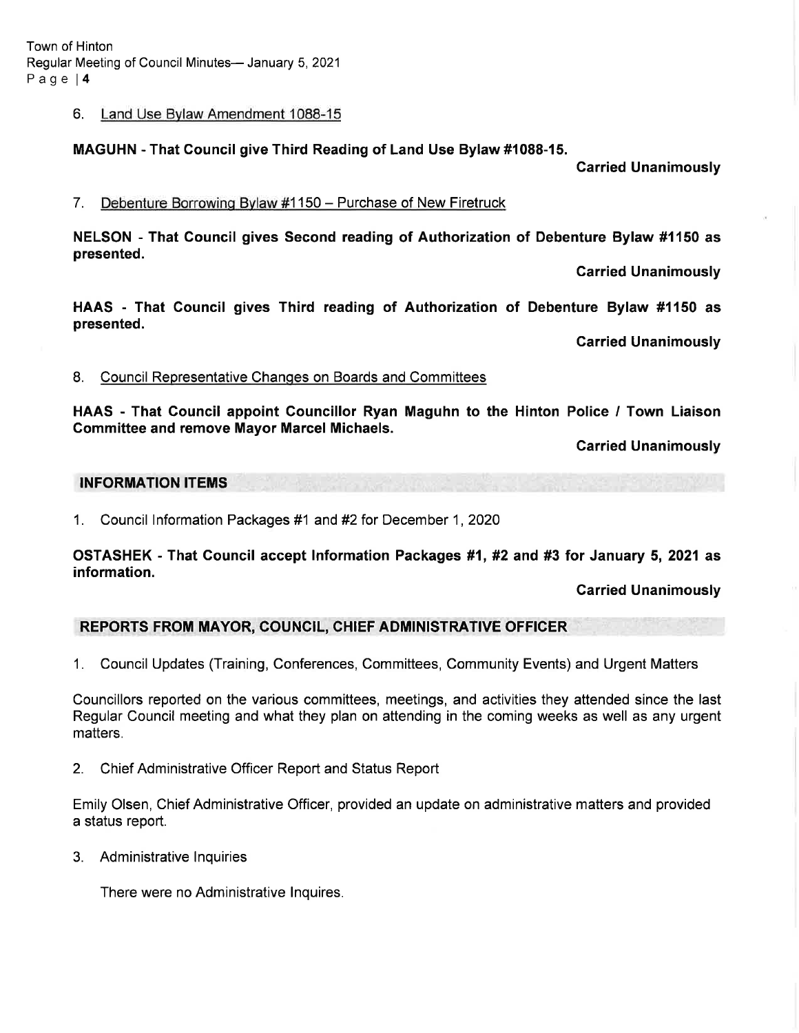6. Land Use Bylaw Amendment 1088-15

**MAGUHN - That Council give Third Reading of Land Use Bylaw #1088-15.**

**Carried Unanimously**

7. Debenture Borrowing Bylaw #1150 – Purchase of New Firetruck

**NELSON - That Council gives Second reading of Authorization of Debenture Bylaw #1150 as presented.**

**Carried Unanimously**

**HAAS - That Council gives Third reading of Authorization of Debenture Bylaw #1150 as presented.**

**Carried Unanimously**

8. Council Representative Changes on Boards and Committees

**HAAS - That Council appoint Councillor Ryan Maguhn to the Hinton Police / Town Liaison Committee and remove Mayor Marcel Michaels.**

**Carried Unanimously**

## INFORMATION ITEMS

1. Council Information Packages #1 and #2 for December 1, 2020

**OSTASHEK - That Council accept Information Packages #1, #2 and #3 for January 5, 2021 as information.**

**Carried Unanimously**

## REPORTS FROM MAYOR, COUNCIL, CHIEF ADMINISTRATIVE OFFICER

1. Council Updates (Training, Conferences, Committees, Community Events) and Urgent Matters

Councillors reported on the various committees, meetings, and activities they attended since the last Regular Council meeting and what they plan on attending in the coming weeks as well as any urgent matters.

2. Chief Administrative Officer Report and Status Report

Emily Olsen, Chief Administrative Officer, provided an update on administrative matters and provided a status report.

3. Administrative Inquiries

   There were no Administrative Inquires.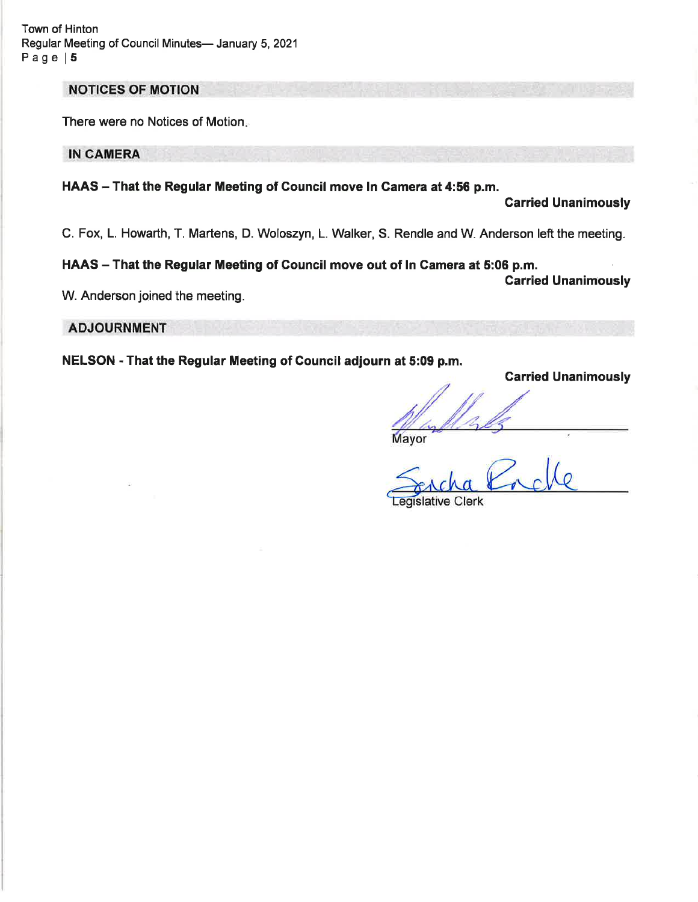## NOTICES OF MOTION

There were no Notices of Motion.

## IN CAMERA

**HAAS – That the Regular Meeting of Council move In Camera at 4:56 p.m.**

**Carried Unanimously**

C. Fox, L. Howarth, T. Martens, D. Woloszyn, L. Walker, S. Rendle and W. Anderson left the meeting.

**HAAS – That the Regular Meeting of Council move out of In Camera at 5:06 p.m.**

**Carried Unanimously**

W. Anderson joined the meeting.

## ADJOURNMENT

**NELSON - That the Regular Meeting of Council adjourn at 5:09 p.m.**

**Carried Unanimously**

Mayor

Legislative Clerk